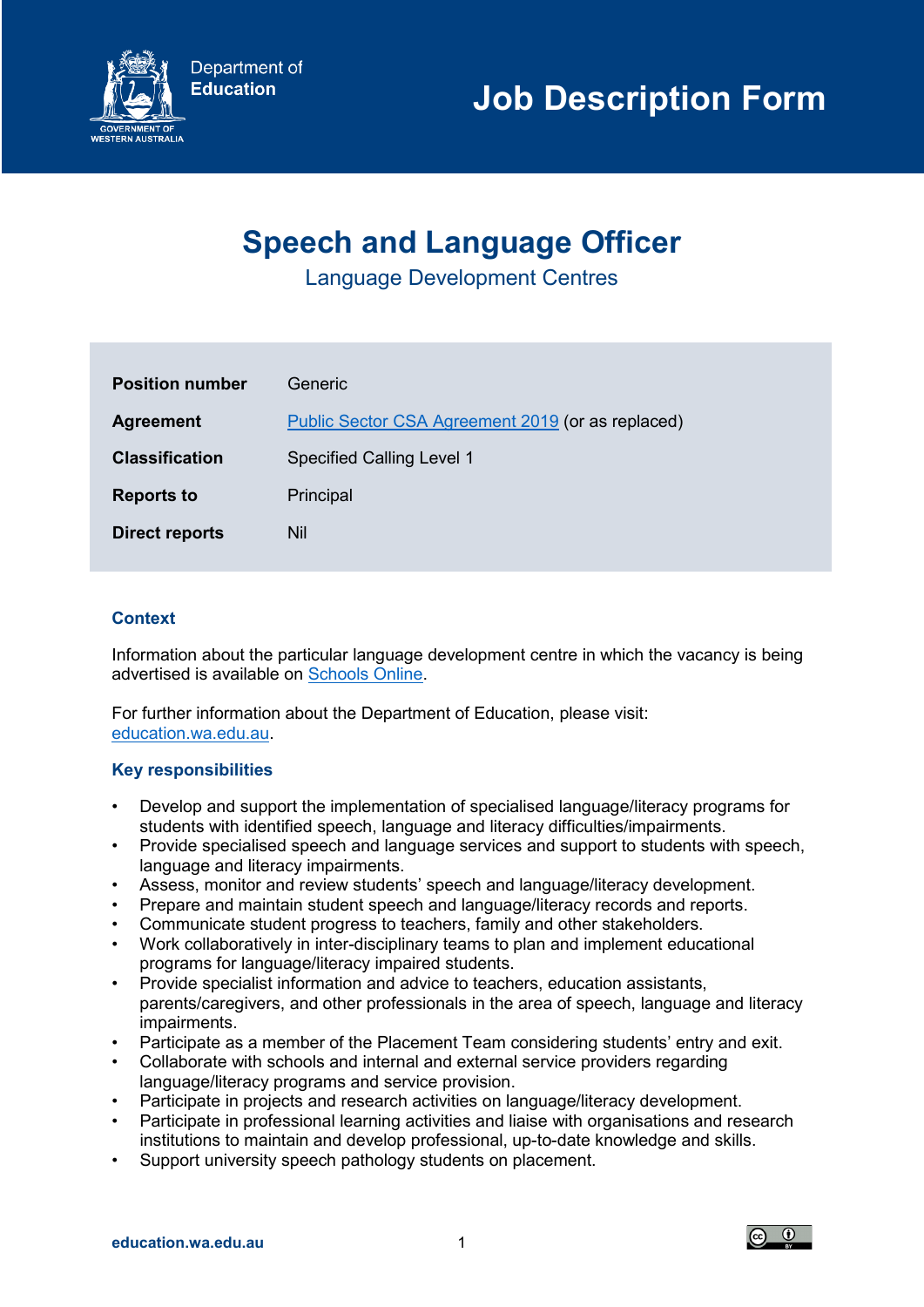Department of **Education**

GOVERNMENT OF WESTERN AUSTRALIA

# Job Description Form

## Speech and Language Officer

Language Development Centres

| | |
|---|---|
| **Position number** | Generic |
| **Agreement** | Public Sector CSA Agreement 2019 (or as replaced) |
| **Classification** | Specified Calling Level 1 |
| **Reports to** | Principal |
| **Direct reports** | Nil |

### Context

Information about the particular language development centre in which the vacancy is being advertised is available on Schools Online.

For further information about the Department of Education, please visit: education.wa.edu.au.

### Key responsibilities

- Develop and support the implementation of specialised language/literacy programs for students with identified speech, language and literacy difficulties/impairments.
- Provide specialised speech and language services and support to students with speech, language and literacy impairments.
- Assess, monitor and review students' speech and language/literacy development.
- Prepare and maintain student speech and language/literacy records and reports.
- Communicate student progress to teachers, family and other stakeholders.
- Work collaboratively in inter-disciplinary teams to plan and implement educational programs for language/literacy impaired students.
- Provide specialist information and advice to teachers, education assistants, parents/caregivers, and other professionals in the area of speech, language and literacy impairments.
- Participate as a member of the Placement Team considering students' entry and exit.
- Collaborate with schools and internal and external service providers regarding language/literacy programs and service provision.
- Participate in projects and research activities on language/literacy development.
- Participate in professional learning activities and liaise with organisations and research institutions to maintain and develop professional, up-to-date knowledge and skills.
- Support university speech pathology students on placement.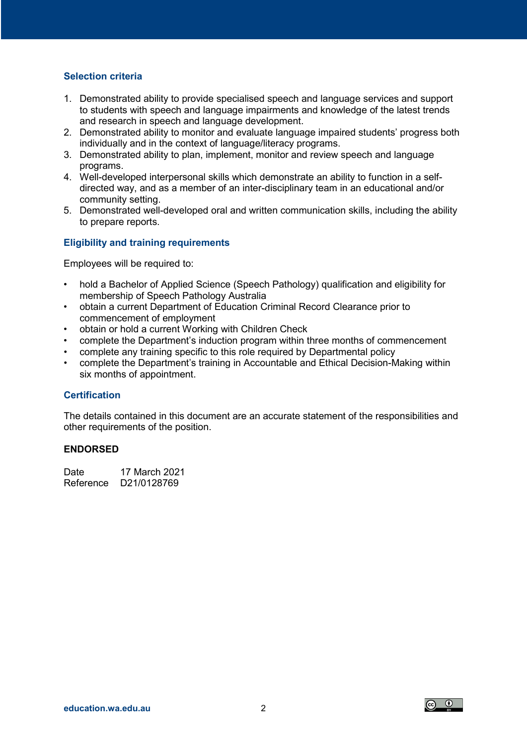## Selection criteria

1. Demonstrated ability to provide specialised speech and language services and support to students with speech and language impairments and knowledge of the latest trends and research in speech and language development.
2. Demonstrated ability to monitor and evaluate language impaired students' progress both individually and in the context of language/literacy programs.
3. Demonstrated ability to plan, implement, monitor and review speech and language programs.
4. Well-developed interpersonal skills which demonstrate an ability to function in a self-directed way, and as a member of an inter-disciplinary team in an educational and/or community setting.
5. Demonstrated well-developed oral and written communication skills, including the ability to prepare reports.

## Eligibility and training requirements

Employees will be required to:

- hold a Bachelor of Applied Science (Speech Pathology) qualification and eligibility for membership of Speech Pathology Australia
- obtain a current Department of Education Criminal Record Clearance prior to commencement of employment
- obtain or hold a current Working with Children Check
- complete the Department's induction program within three months of commencement
- complete any training specific to this role required by Departmental policy
- complete the Department's training in Accountable and Ethical Decision-Making within six months of appointment.

## Certification

The details contained in this document are an accurate statement of the responsibilities and other requirements of the position.

**ENDORSED**

Date 17 March 2021
Reference D21/0128769